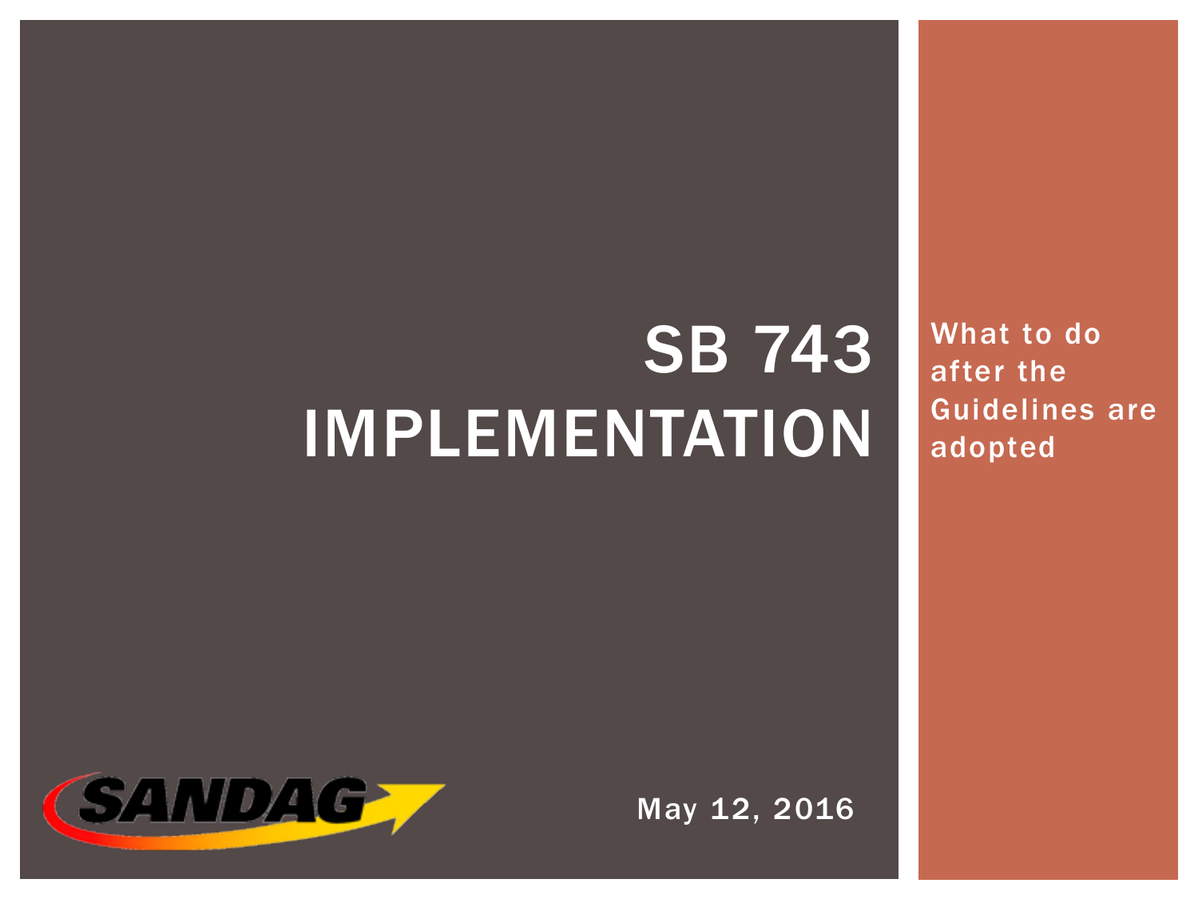# SB 743 IMPLEMENTATION

What to do after the Guidelines are adopted

SANDAG

May 12, 2016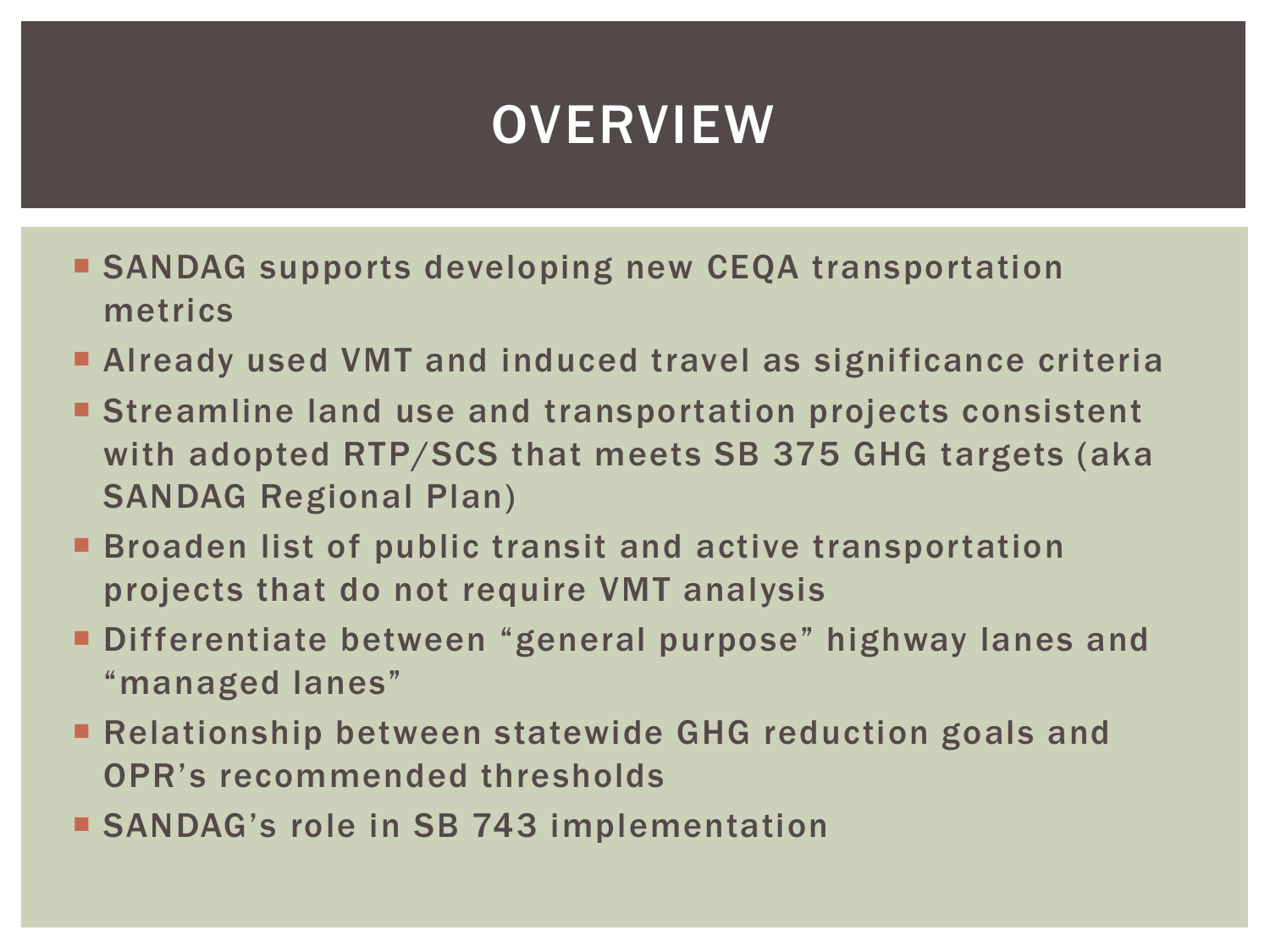# OVERVIEW

- SANDAG supports developing new CEQA transportation metrics
- Already used VMT and induced travel as significance criteria
- Streamline land use and transportation projects consistent with adopted RTP/SCS that meets SB 375 GHG targets (aka SANDAG Regional Plan)
- Broaden list of public transit and active transportation projects that do not require VMT analysis
- Differentiate between “general purpose” highway lanes and “managed lanes”
- Relationship between statewide GHG reduction goals and OPR’s recommended thresholds
- SANDAG’s role in SB 743 implementation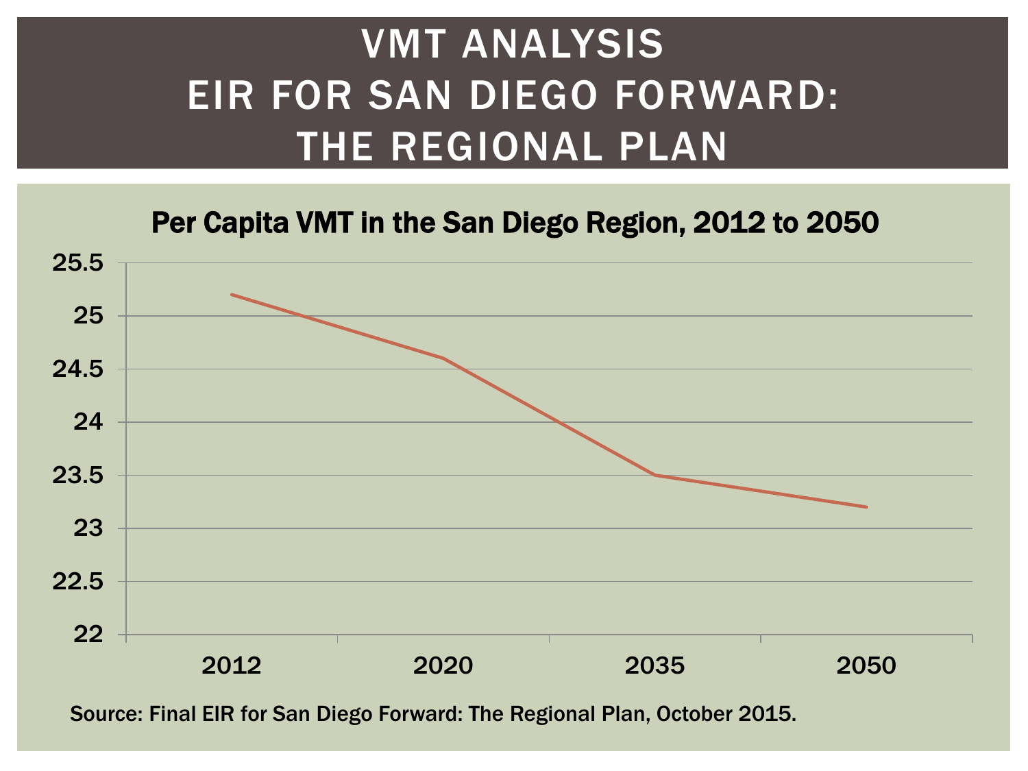# VMT ANALYSIS EIR FOR SAN DIEGO FORWARD: THE REGIONAL PLAN

Per Capita VMT in the San Diego Region, 2012 to 2050

25.5
25
24.5
24
23.5
23
22.5
22

2012
2020
2035
2050

Source: Final EIR for San Diego Forward: The Regional Plan, October 2015.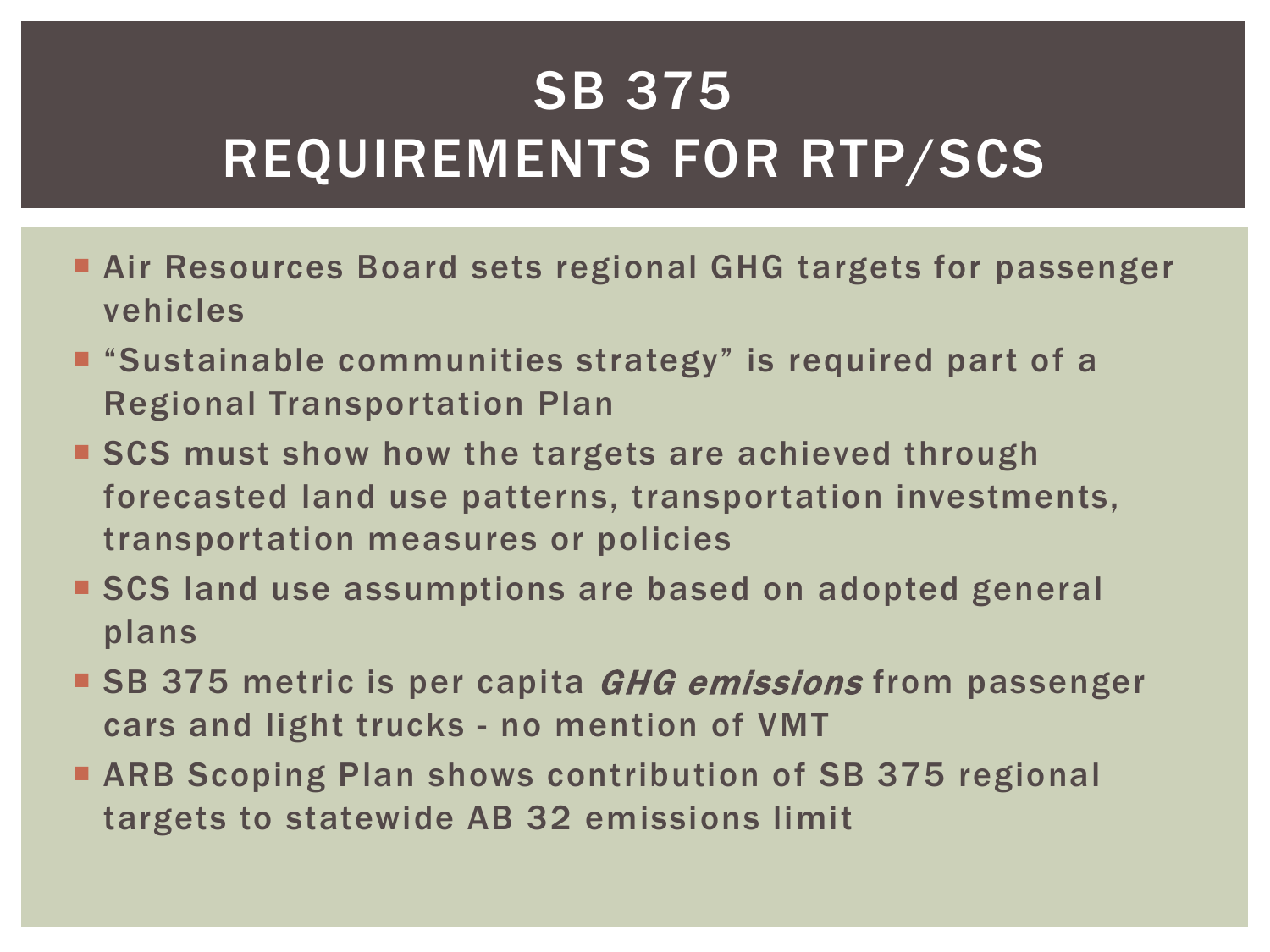# SB 375
# REQUIREMENTS FOR RTP/SCS

- Air Resources Board sets regional GHG targets for passenger vehicles
- "Sustainable communities strategy" is required part of a Regional Transportation Plan
- SCS must show how the targets are achieved through forecasted land use patterns, transportation investments, transportation measures or policies
- SCS land use assumptions are based on adopted general plans
- SB 375 metric is per capita ***GHG emissions*** from passenger cars and light trucks - no mention of VMT
- ARB Scoping Plan shows contribution of SB 375 regional targets to statewide AB 32 emissions limit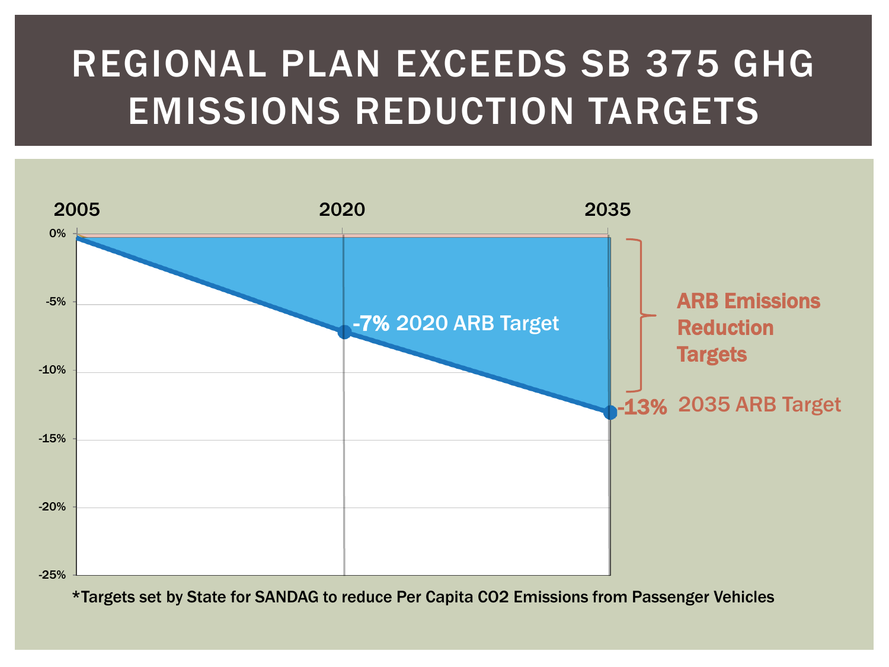# REGIONAL PLAN EXCEEDS SB 375 GHG EMISSIONS REDUCTION TARGETS

2005

2020

2035

0%

-5%

-10%

-15%

-20%

-25%

-7% 2020 ARB Target

-13% 2035 ARB Target

ARB Emissions Reduction Targets

*Targets set by State for SANDAG to reduce Per Capita CO2 Emissions from Passenger Vehicles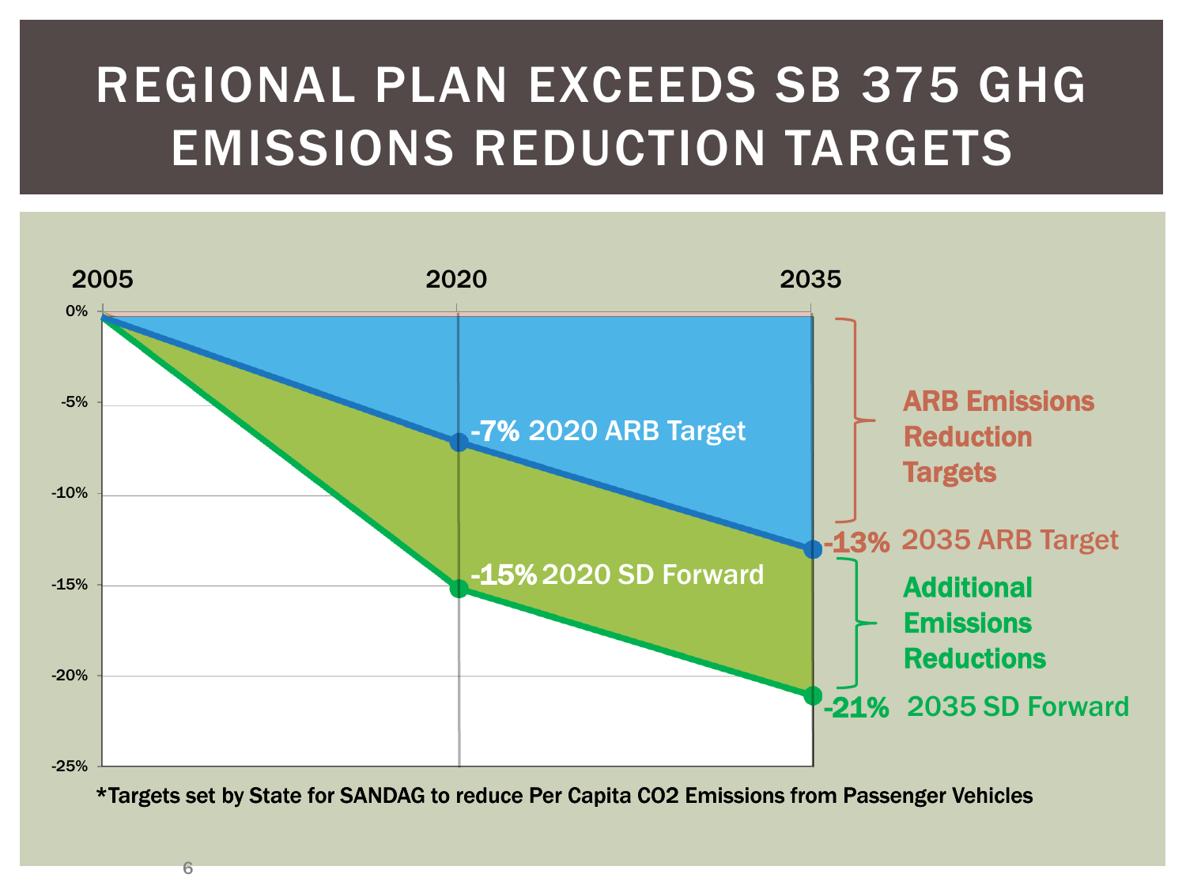# REGIONAL PLAN EXCEEDS SB 375 GHG EMISSIONS REDUCTION TARGETS

2005
2020
2035

0%
-5%
-10%
-15%
-20%
-25%

-7% 2020 ARB Target
-15% 2020 SD Forward

ARB Emissions Reduction Targets
-13% 2035 ARB Target

Additional Emissions Reductions
-21% 2035 SD Forward

*Targets set by State for SANDAG to reduce Per Capita CO2 Emissions from Passenger Vehicles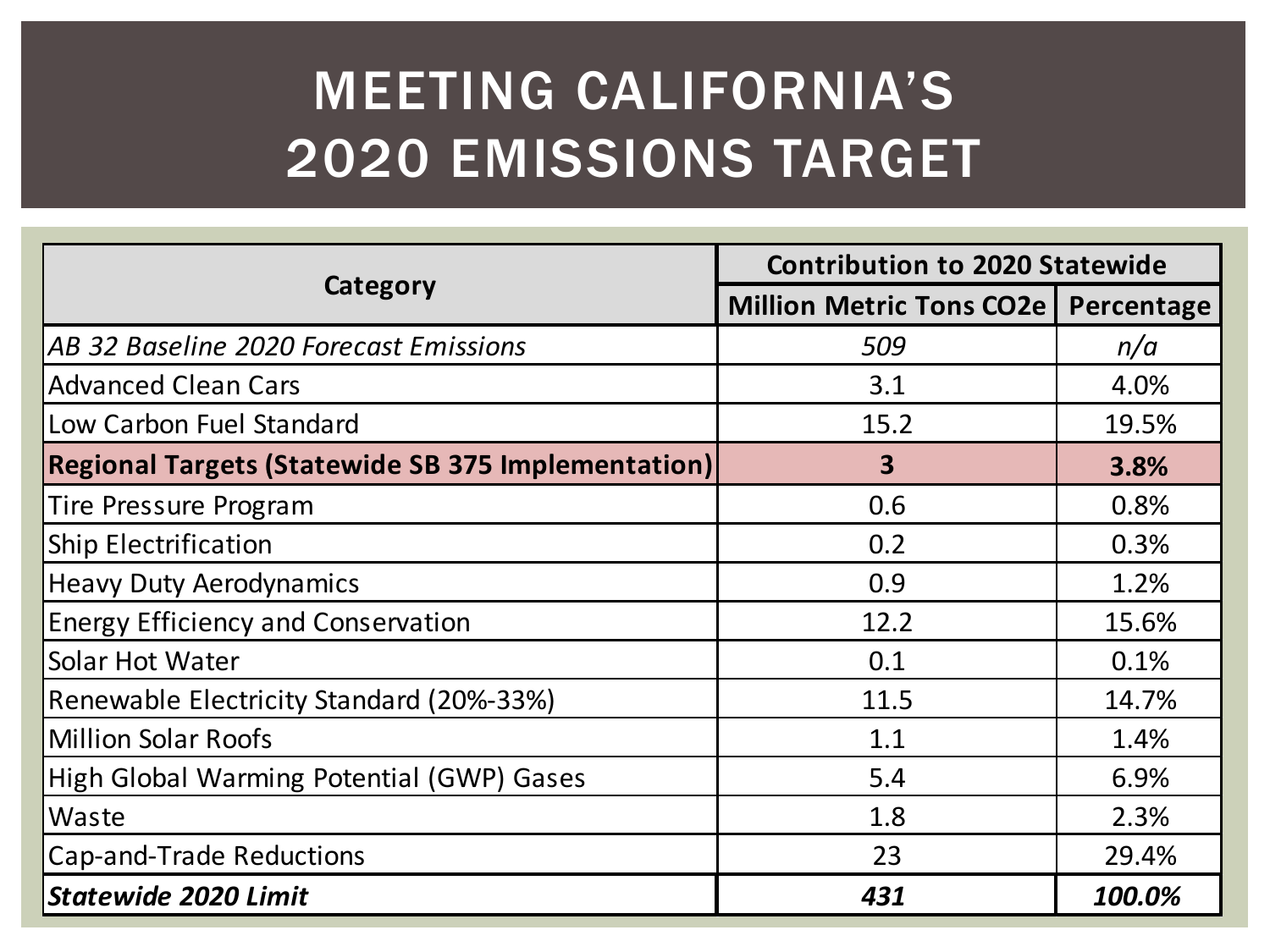# MEETING CALIFORNIA'S 2020 EMISSIONS TARGET

| Category | Contribution to 2020 Statewide | |
|---|---|---|
| | Million Metric Tons $CO_2e$ | Percentage |
| *AB 32 Baseline 2020 Forecast Emissions* | *509* | *n/a* |
| Advanced Clean Cars | 3.1 | 4.0% |
| Low Carbon Fuel Standard | 15.2 | 19.5% |
| **Regional Targets (Statewide SB 375 Implementation)** | **3** | **3.8%** |
| Tire Pressure Program | 0.6 | 0.8% |
| Ship Electrification | 0.2 | 0.3% |
| Heavy Duty Aerodynamics | 0.9 | 1.2% |
| Energy Efficiency and Conservation | 12.2 | 15.6% |
| Solar Hot Water | 0.1 | 0.1% |
| Renewable Electricity Standard (20%-33%) | 11.5 | 14.7% |
| Million Solar Roofs | 1.1 | 1.4% |
| High Global Warming Potential (GWP) Gases | 5.4 | 6.9% |
| Waste | 1.8 | 2.3% |
| Cap-and-Trade Reductions | 23 | 29.4% |
| ***Statewide 2020 Limit*** | ***431*** | ***100.0%*** |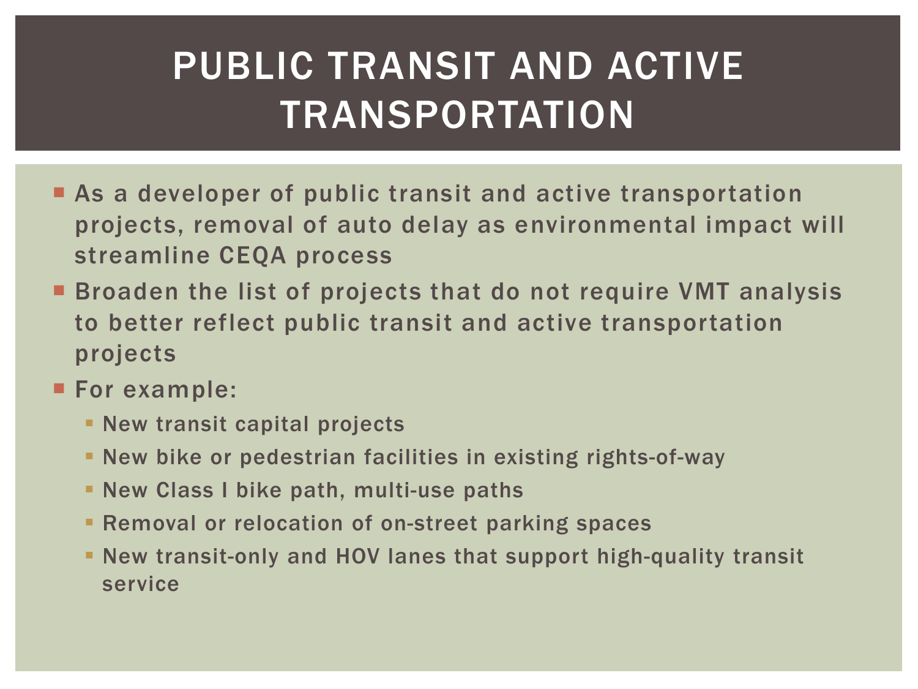# PUBLIC TRANSIT AND ACTIVE TRANSPORTATION

- As a developer of public transit and active transportation projects, removal of auto delay as environmental impact will streamline CEQA process
- Broaden the list of projects that do not require VMT analysis to better reflect public transit and active transportation projects
- For example:
  - New transit capital projects
  - New bike or pedestrian facilities in existing rights-of-way
  - New Class I bike path, multi-use paths
  - Removal or relocation of on-street parking spaces
  - New transit-only and HOV lanes that support high-quality transit service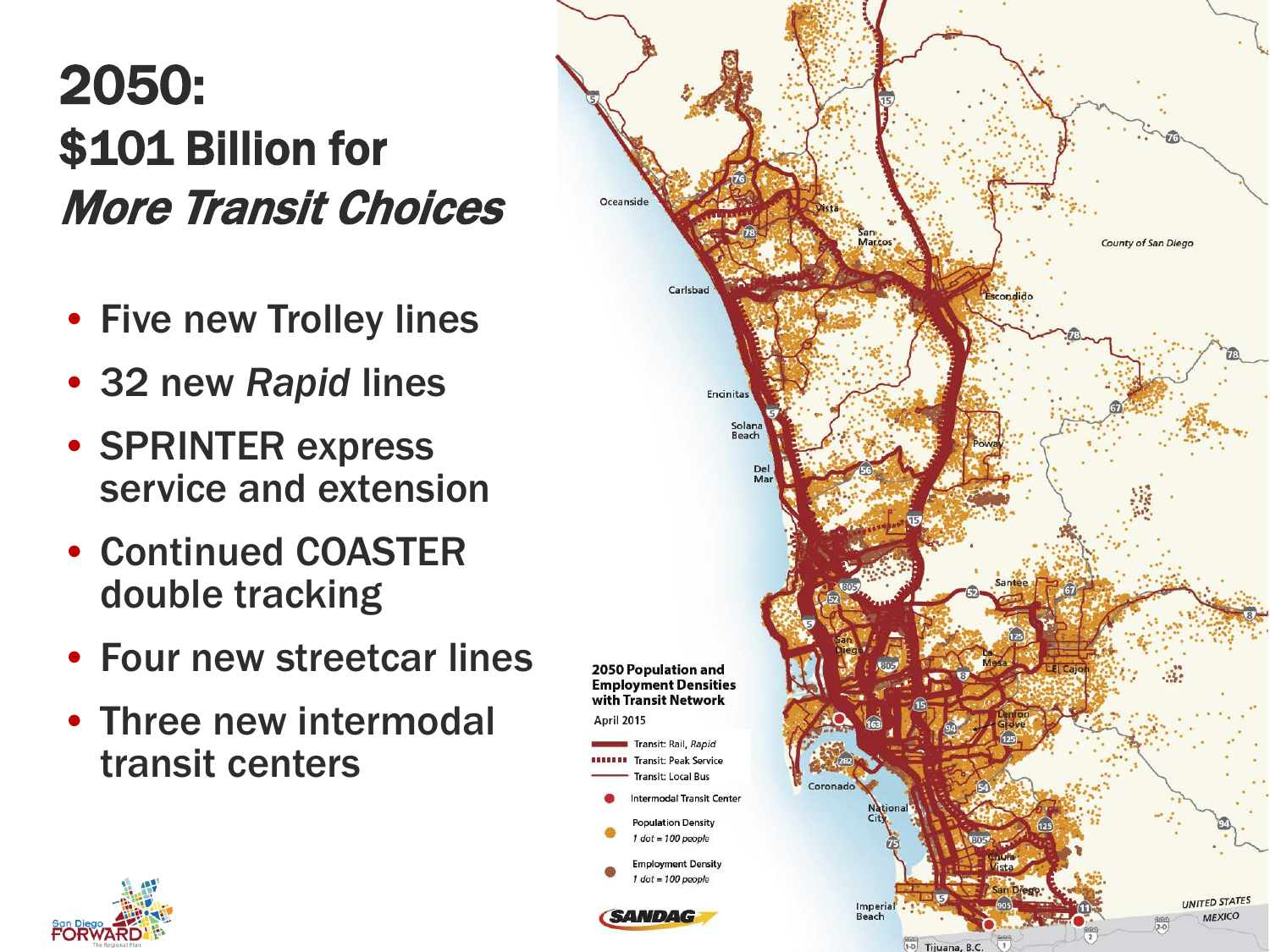# 2050:
## $101 Billion for *More Transit Choices*

- Five new Trolley lines
- 32 new *Rapid* lines
- SPRINTER express service and extension
- Continued COASTER double tracking
- Four new streetcar lines
- Three new intermodal transit centers

2050 Population and Employment Densities with Transit Network

April 2015

Transit: Rail, *Rapid*

Transit: Peak Service

Transit: Local Bus

Intermodal Transit Center

Population Density
*1 dot = 100 people*

Employment Density
*1 dot = 100 people*

SANDAG

San Diego FORWARD The Regional Plan

Oceanside
Vista
San Marcos
Carlsbad
Escondido
County of San Diego
Encinitas
Solana Beach
Del Mar
Poway
Santee
San Diego
La Mesa
El Cajon
Lemon Grove
Coronado
National City
Chula Vista
San Diego
Imperial Beach
Tijuana, B.C.
UNITED STATES
MEXICO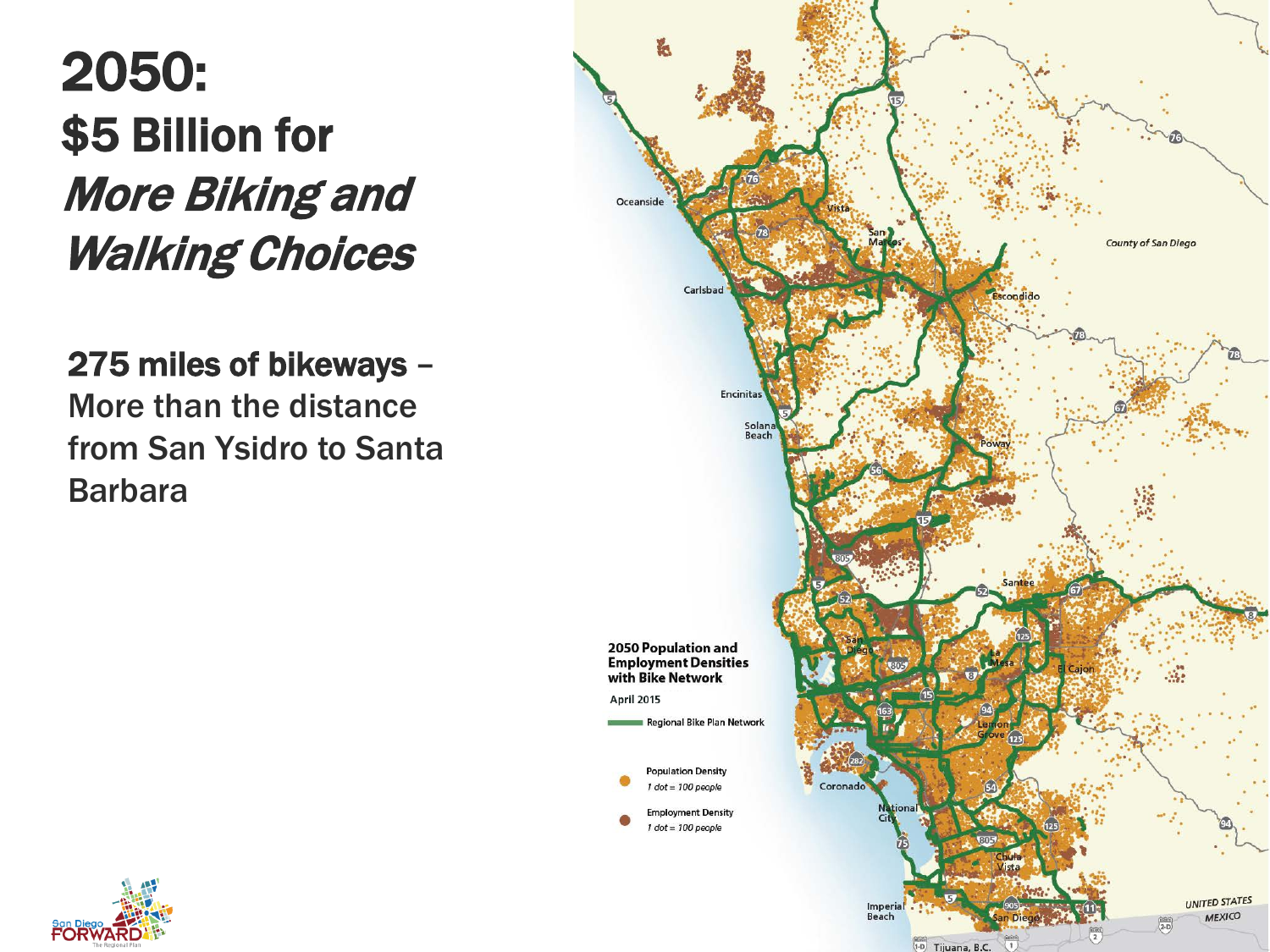# 2050: $5 Billion for *More Biking and Walking Choices*

**275 miles of bikeways –** More than the distance from San Ysidro to Santa Barbara

2050 Population and Employment Densities with Bike Network

April 2015

Regional Bike Plan Network

Population Density
1 dot = 100 people

Employment Density
1 dot = 100 people

Oceanside
Vista
San Marcos
Carlsbad
Escondido
County of San Diego
Encinitas
Solana Beach
Poway
Santee
San Diego
La Mesa
El Cajon
Lemon Grove
Coronado
National City
Chula Vista
Imperial Beach
San Diego
Tijuana, B.C.
UNITED STATES
MEXICO

San Diego FORWARD The Regional Plan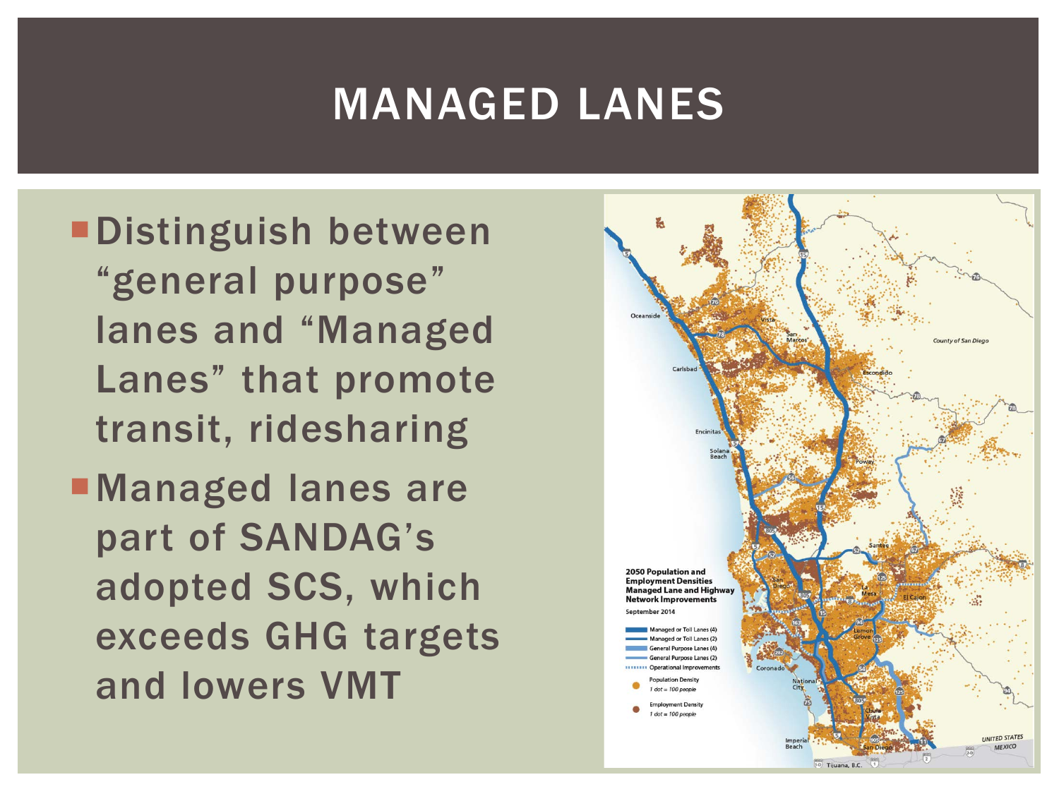# MANAGED LANES

- Distinguish between "general purpose" lanes and "Managed Lanes" that promote transit, ridesharing
- Managed lanes are part of SANDAG's adopted SCS, which exceeds GHG targets and lowers VMT

2050 Population and Employment Densities Managed Lane and Highway Network Improvements

September 2014

Managed or Toll Lanes (4)

Managed or Toll Lanes (2)

General Purpose Lanes (4)

General Purpose Lanes (2)

Operational Improvements

Population Density
1 dot = 100 people

Employment Density
1 dot = 100 people

Oceanside

Vista

San Marcos

Carlsbad

Escondido

County of San Diego

Encinitas

Solana Beach

Poway

Santee

San Diego

La Mesa

El Cajon

Lemon Grove

Coronado

National City

Chula Vista

Imperial Beach

San Diego

Tijuana, B.C.

UNITED STATES

MEXICO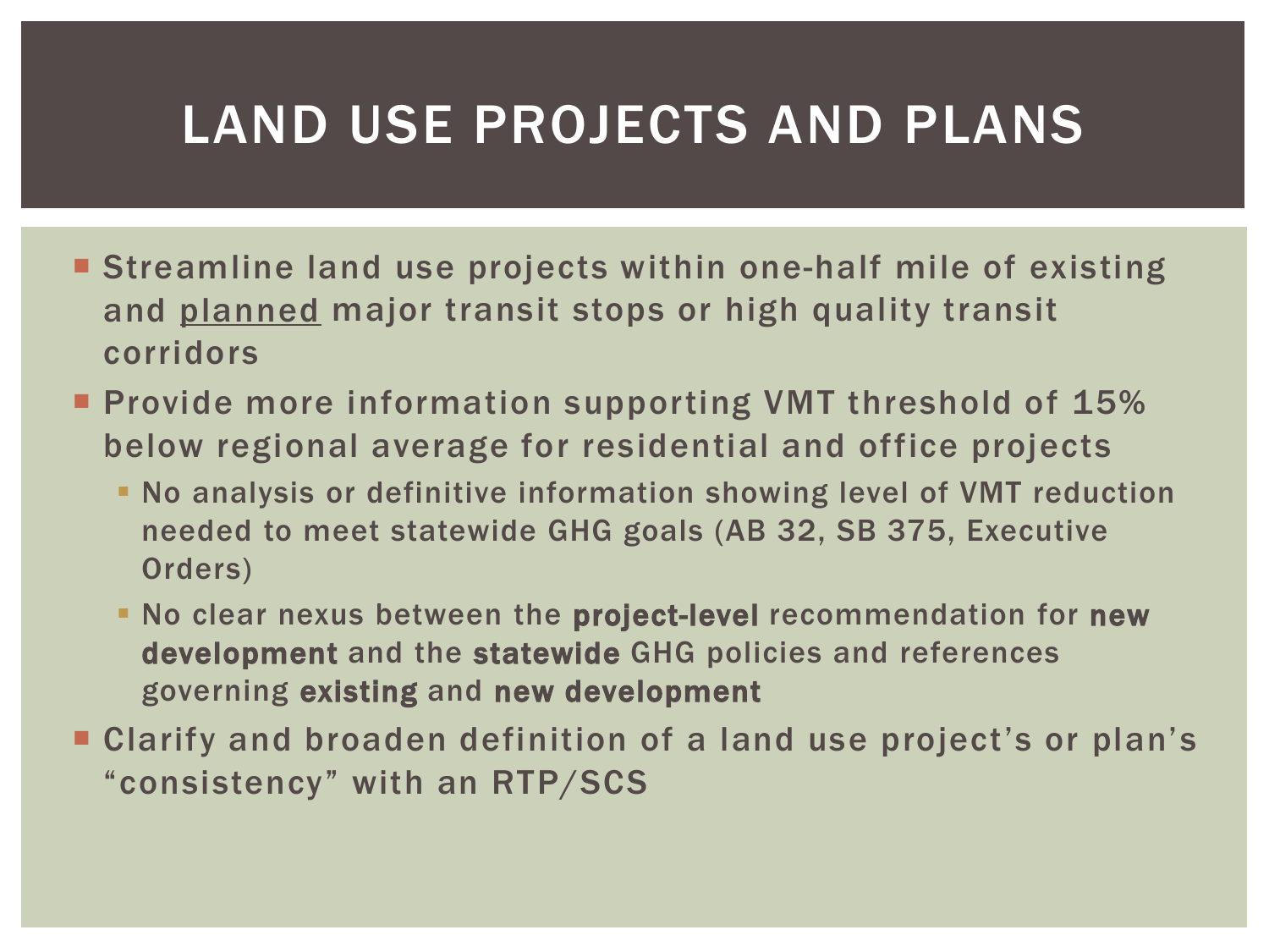# LAND USE PROJECTS AND PLANS

- Streamline land use projects within one-half mile of existing and <u>planned</u> major transit stops or high quality transit corridors
- Provide more information supporting VMT threshold of 15% below regional average for residential and office projects
  - No analysis or definitive information showing level of VMT reduction needed to meet statewide GHG goals (AB 32, SB 375, Executive Orders)
  - No clear nexus between the **project-level** recommendation for **new development** and the **statewide** GHG policies and references governing **existing** and **new development**
- Clarify and broaden definition of a land use project's or plan's "consistency" with an RTP/SCS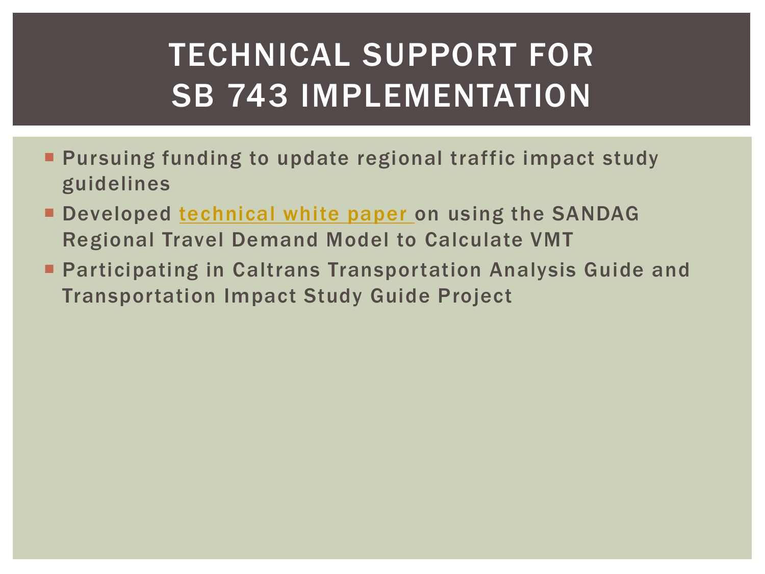# TECHNICAL SUPPORT FOR SB 743 IMPLEMENTATION

- Pursuing funding to update regional traffic impact study guidelines
- Developed technical white paper on using the SANDAG Regional Travel Demand Model to Calculate VMT
- Participating in Caltrans Transportation Analysis Guide and Transportation Impact Study Guide Project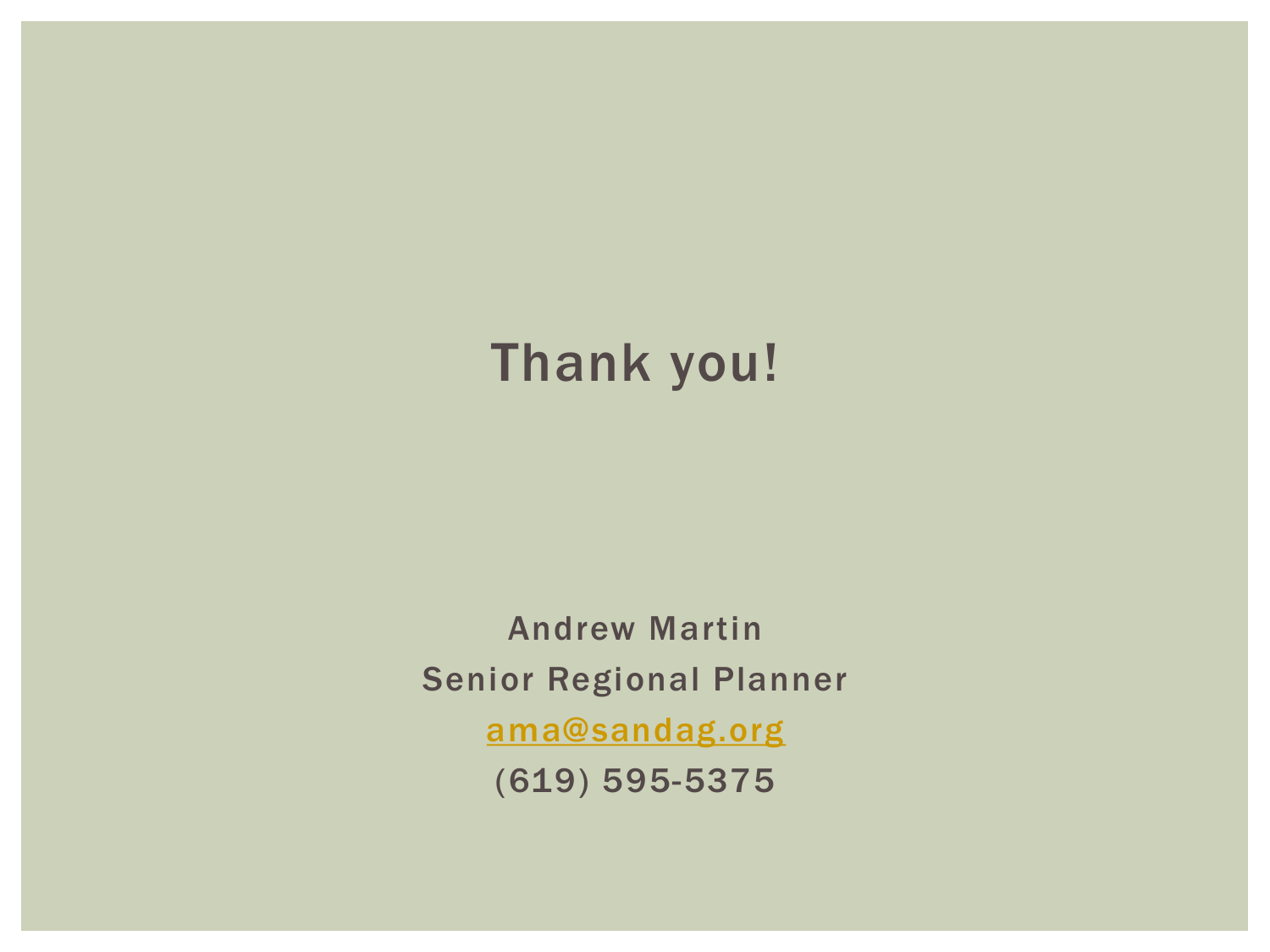# Thank you!

Andrew Martin

Senior Regional Planner

[ama@sandag.org](mailto:ama@sandag.org)

(619) 595-5375